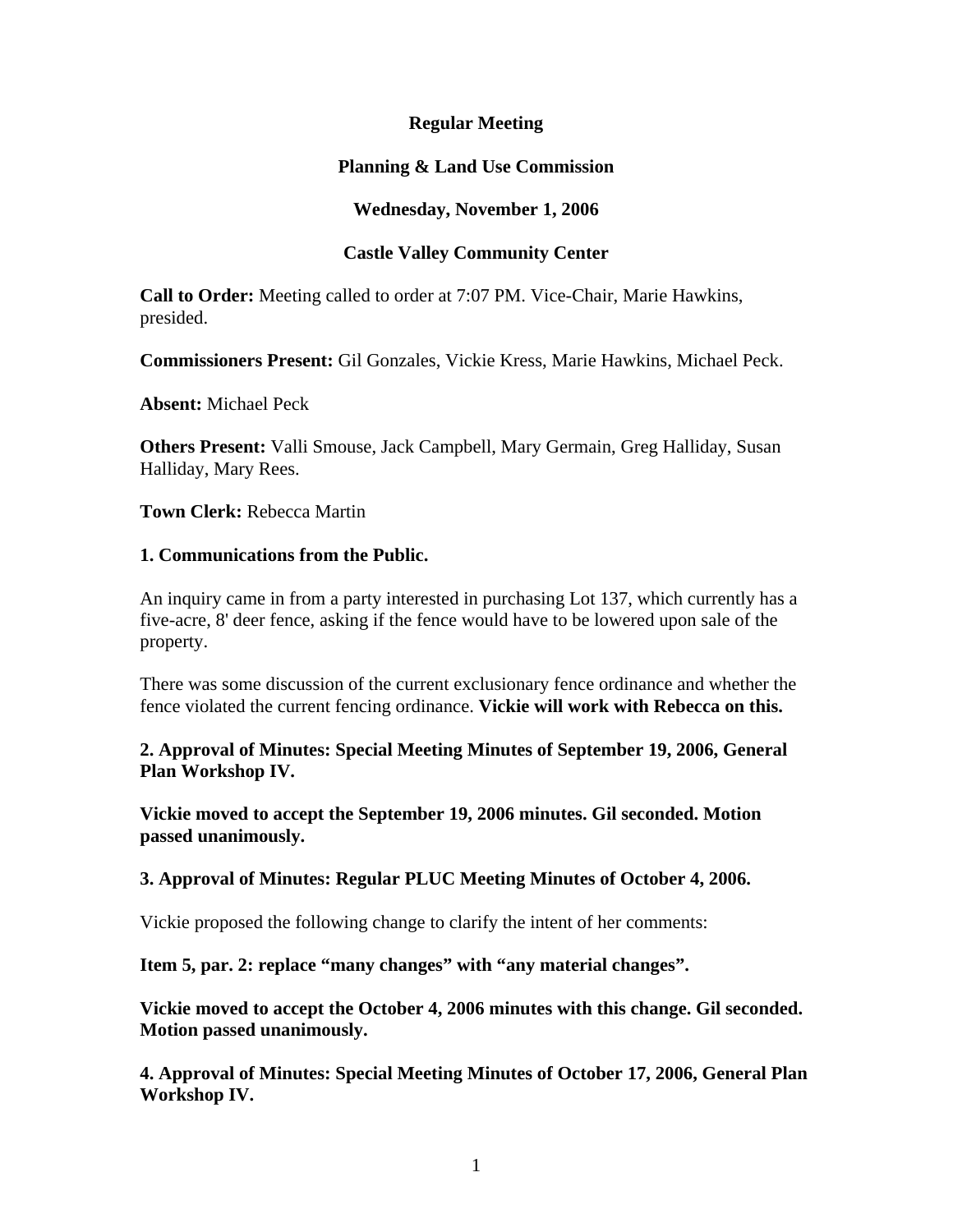**Regular Meeting**

**Planning & Land Use Commission**

**Wednesday, November 1, 2006**

**Castle Valley Community Center**

**Call to Order:** Meeting called to order at 7:07 PM. Vice-Chair, Marie Hawkins, presided.

**Commissioners Present:** Gil Gonzales, Vickie Kress, Marie Hawkins, Michael Peck.

**Absent:** Michael Peck

**Others Present:** Valli Smouse, Jack Campbell, Mary Germain, Greg Halliday, Susan Halliday, Mary Rees.

**Town Clerk:** Rebecca Martin

**1. Communications from the Public.**

An inquiry came in from a party interested in purchasing Lot 137, which currently has a five-acre, 8' deer fence, asking if the fence would have to be lowered upon sale of the property.

There was some discussion of the current exclusionary fence ordinance and whether the fence violated the current fencing ordinance. **Vickie will work with Rebecca on this.**

**2. Approval of Minutes: Special Meeting Minutes of September 19, 2006, General Plan Workshop IV.**

**Vickie moved to accept the September 19, 2006 minutes. Gil seconded. Motion passed unanimously.**

**3. Approval of Minutes: Regular PLUC Meeting Minutes of October 4, 2006.**

Vickie proposed the following change to clarify the intent of her comments:

**Item 5, par. 2: replace "many changes" with "any material changes".**

**Vickie moved to accept the October 4, 2006 minutes with this change. Gil seconded. Motion passed unanimously.**

**4. Approval of Minutes: Special Meeting Minutes of October 17, 2006, General Plan Workshop IV.**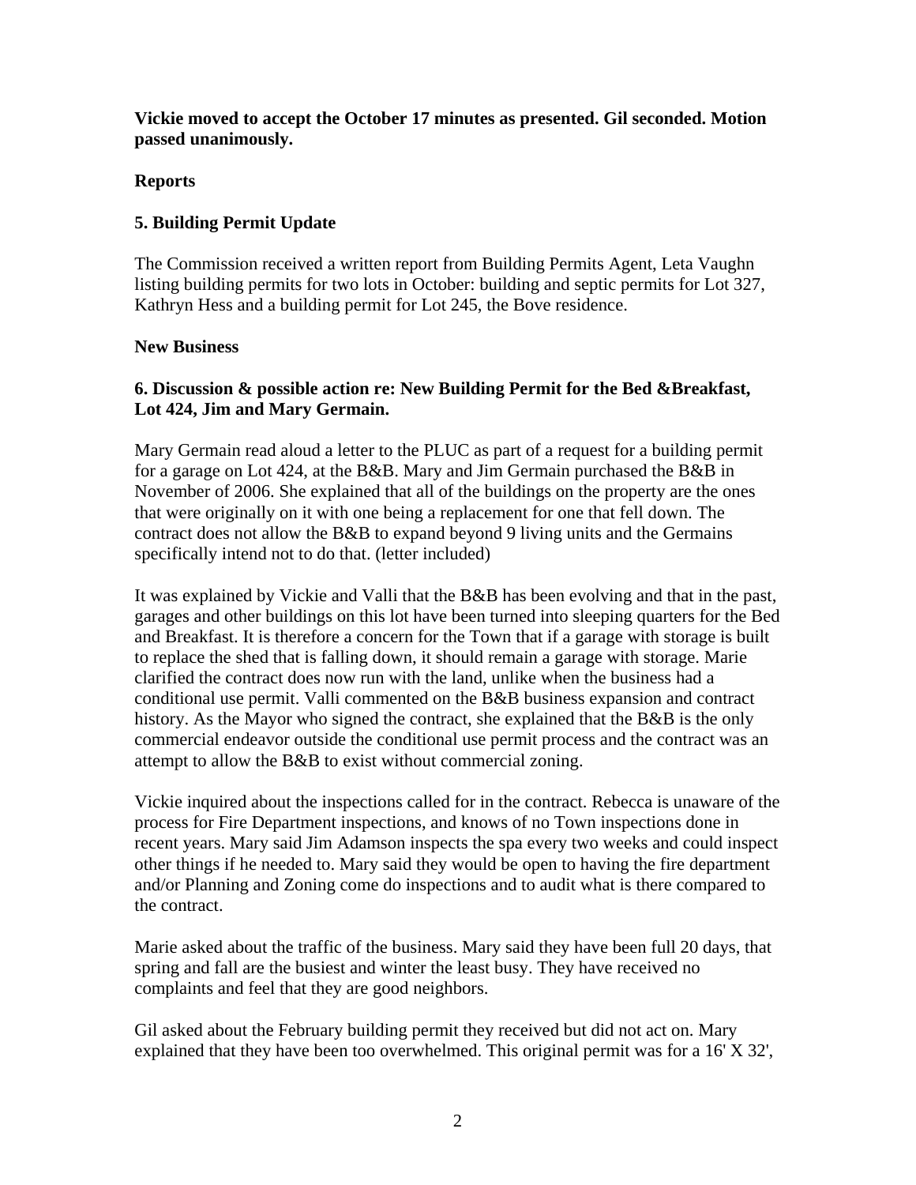**Vickie moved to accept the October 17 minutes as presented. Gil seconded. Motion passed unanimously.**

**Reports**

**5. Building Permit Update**

The Commission received a written report from Building Permits Agent, Leta Vaughn listing building permits for two lots in October: building and septic permits for Lot 327, Kathryn Hess and a building permit for Lot 245, the Bove residence.

**New Business**

**6. Discussion & possible action re: New Building Permit for the Bed &Breakfast, Lot 424, Jim and Mary Germain.**

Mary Germain read aloud a letter to the PLUC as part of a request for a building permit for a garage on Lot 424, at the B&B. Mary and Jim Germain purchased the B&B in November of 2006. She explained that all of the buildings on the property are the ones that were originally on it with one being a replacement for one that fell down. The contract does not allow the B&B to expand beyond 9 living units and the Germains specifically intend not to do that. (letter included)

It was explained by Vickie and Valli that the B&B has been evolving and that in the past, garages and other buildings on this lot have been turned into sleeping quarters for the Bed and Breakfast. It is therefore a concern for the Town that if a garage with storage is built to replace the shed that is falling down, it should remain a garage with storage. Marie clarified the contract does now run with the land, unlike when the business had a conditional use permit. Valli commented on the B&B business expansion and contract history. As the Mayor who signed the contract, she explained that the B&B is the only commercial endeavor outside the conditional use permit process and the contract was an attempt to allow the B&B to exist without commercial zoning.

Vickie inquired about the inspections called for in the contract. Rebecca is unaware of the process for Fire Department inspections, and knows of no Town inspections done in recent years. Mary said Jim Adamson inspects the spa every two weeks and could inspect other things if he needed to. Mary said they would be open to having the fire department and/or Planning and Zoning come do inspections and to audit what is there compared to the contract.

Marie asked about the traffic of the business. Mary said they have been full 20 days, that spring and fall are the busiest and winter the least busy. They have received no complaints and feel that they are good neighbors.

Gil asked about the February building permit they received but did not act on. Mary explained that they have been too overwhelmed. This original permit was for a 16' X 32',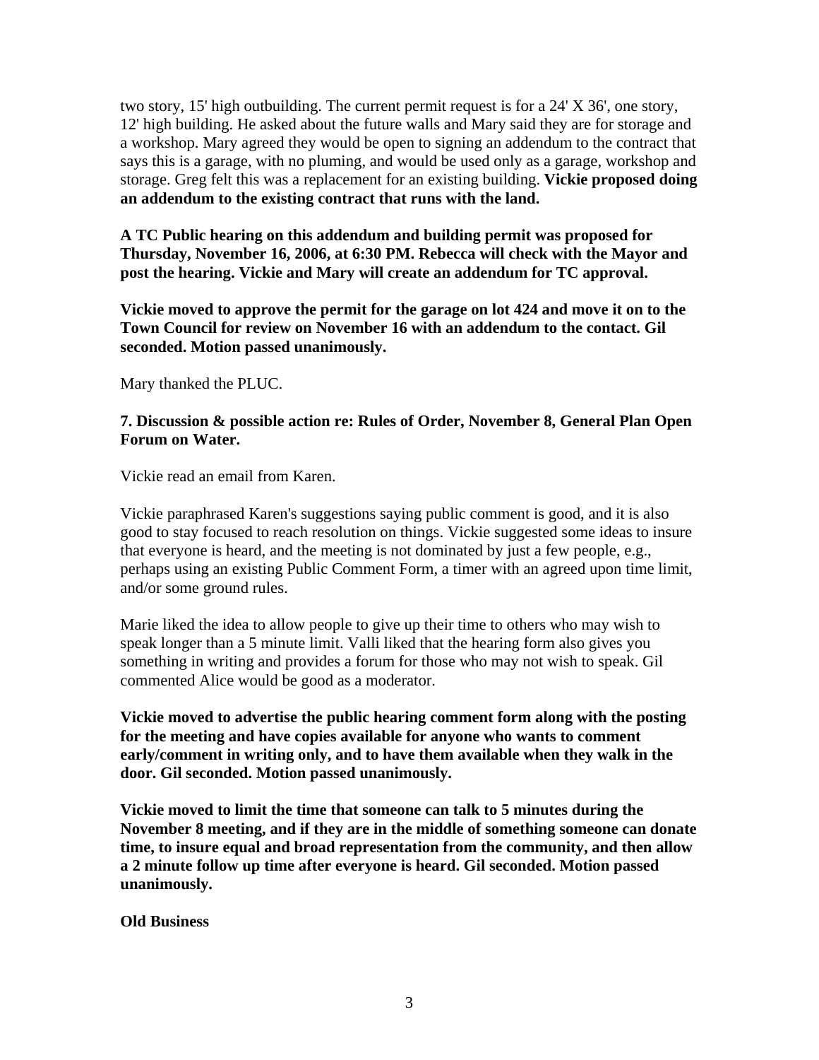two story, 15' high outbuilding. The current permit request is for a 24' X 36', one story, 12' high building. He asked about the future walls and Mary said they are for storage and a workshop. Mary agreed they would be open to signing an addendum to the contract that says this is a garage, with no pluming, and would be used only as a garage, workshop and storage. Greg felt this was a replacement for an existing building. **Vickie proposed doing an addendum to the existing contract that runs with the land.**

**A TC Public hearing on this addendum and building permit was proposed for Thursday, November 16, 2006, at 6:30 PM. Rebecca will check with the Mayor and post the hearing. Vickie and Mary will create an addendum for TC approval.**

**Vickie moved to approve the permit for the garage on lot 424 and move it on to the Town Council for review on November 16 with an addendum to the contact. Gil seconded. Motion passed unanimously.**

Mary thanked the PLUC.

**7. Discussion & possible action re: Rules of Order, November 8, General Plan Open Forum on Water.**

Vickie read an email from Karen.

Vickie paraphrased Karen's suggestions saying public comment is good, and it is also good to stay focused to reach resolution on things. Vickie suggested some ideas to insure that everyone is heard, and the meeting is not dominated by just a few people, e.g., perhaps using an existing Public Comment Form, a timer with an agreed upon time limit, and/or some ground rules.

Marie liked the idea to allow people to give up their time to others who may wish to speak longer than a 5 minute limit. Valli liked that the hearing form also gives you something in writing and provides a forum for those who may not wish to speak. Gil commented Alice would be good as a moderator.

**Vickie moved to advertise the public hearing comment form along with the posting for the meeting and have copies available for anyone who wants to comment early/comment in writing only, and to have them available when they walk in the door. Gil seconded. Motion passed unanimously.**

**Vickie moved to limit the time that someone can talk to 5 minutes during the November 8 meeting, and if they are in the middle of something someone can donate time, to insure equal and broad representation from the community, and then allow a 2 minute follow up time after everyone is heard. Gil seconded. Motion passed unanimously.**

**Old Business**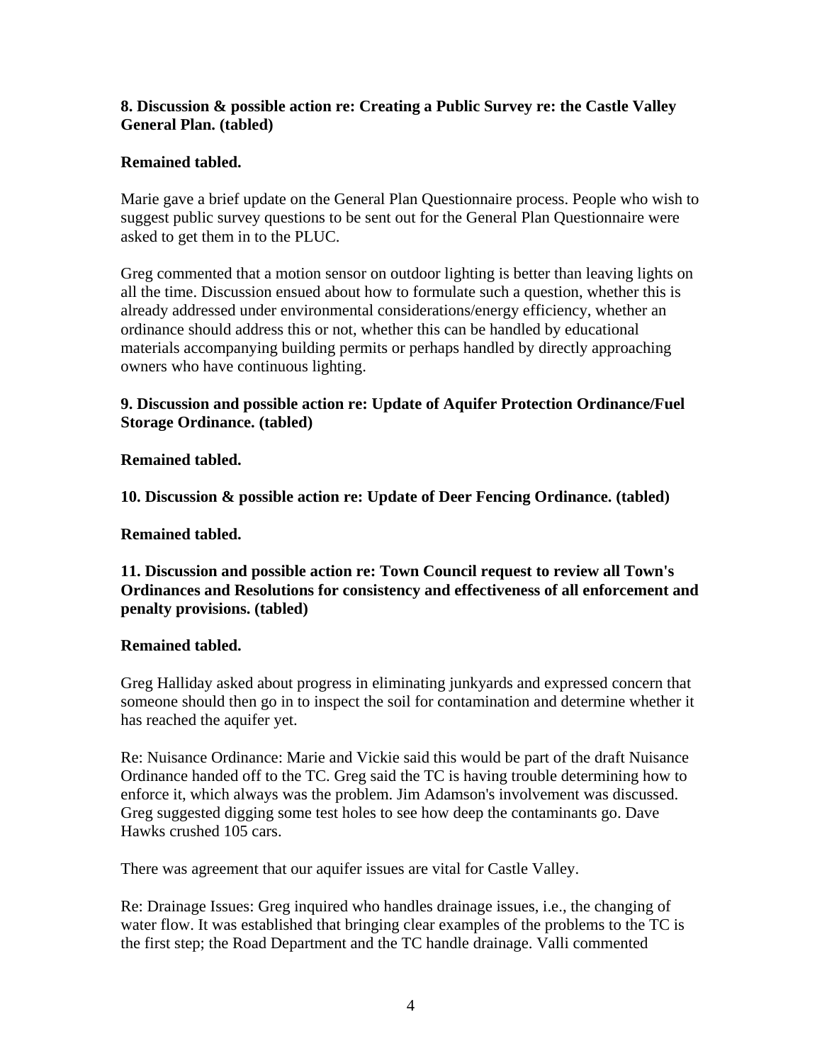**8. Discussion & possible action re: Creating a Public Survey re: the Castle Valley General Plan. (tabled)**

**Remained tabled.**

Marie gave a brief update on the General Plan Questionnaire process. People who wish to suggest public survey questions to be sent out for the General Plan Questionnaire were asked to get them in to the PLUC.

Greg commented that a motion sensor on outdoor lighting is better than leaving lights on all the time. Discussion ensued about how to formulate such a question, whether this is already addressed under environmental considerations/energy efficiency, whether an ordinance should address this or not, whether this can be handled by educational materials accompanying building permits or perhaps handled by directly approaching owners who have continuous lighting.

**9. Discussion and possible action re: Update of Aquifer Protection Ordinance/Fuel Storage Ordinance. (tabled)**

**Remained tabled.**

**10. Discussion & possible action re: Update of Deer Fencing Ordinance. (tabled)**

**Remained tabled.**

**11. Discussion and possible action re: Town Council request to review all Town's Ordinances and Resolutions for consistency and effectiveness of all enforcement and penalty provisions. (tabled)**

**Remained tabled.**

Greg Halliday asked about progress in eliminating junkyards and expressed concern that someone should then go in to inspect the soil for contamination and determine whether it has reached the aquifer yet.

Re: Nuisance Ordinance: Marie and Vickie said this would be part of the draft Nuisance Ordinance handed off to the TC. Greg said the TC is having trouble determining how to enforce it, which always was the problem. Jim Adamson's involvement was discussed. Greg suggested digging some test holes to see how deep the contaminants go. Dave Hawks crushed 105 cars.

There was agreement that our aquifer issues are vital for Castle Valley.

Re: Drainage Issues: Greg inquired who handles drainage issues, i.e., the changing of water flow. It was established that bringing clear examples of the problems to the TC is the first step; the Road Department and the TC handle drainage. Valli commented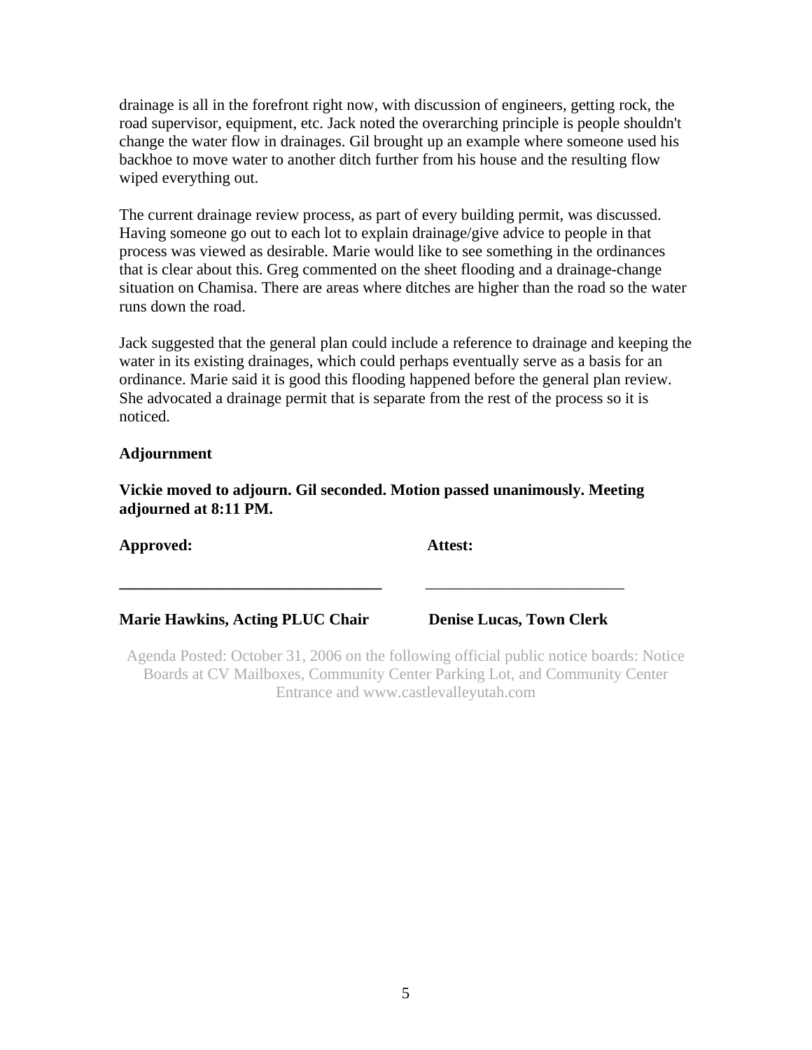drainage is all in the forefront right now, with discussion of engineers, getting rock, the road supervisor, equipment, etc. Jack noted the overarching principle is people shouldn't change the water flow in drainages. Gil brought up an example where someone used his backhoe to move water to another ditch further from his house and the resulting flow wiped everything out.

The current drainage review process, as part of every building permit, was discussed. Having someone go out to each lot to explain drainage/give advice to people in that process was viewed as desirable. Marie would like to see something in the ordinances that is clear about this. Greg commented on the sheet flooding and a drainage-change situation on Chamisa. There are areas where ditches are higher than the road so the water runs down the road.

Jack suggested that the general plan could include a reference to drainage and keeping the water in its existing drainages, which could perhaps eventually serve as a basis for an ordinance. Marie said it is good this flooding happened before the general plan review. She advocated a drainage permit that is separate from the rest of the process so it is noticed.

**Adjournment**

**Vickie moved to adjourn. Gil seconded. Motion passed unanimously. Meeting adjourned at 8:11 PM.**

**Approved:** **Attest:**

_______________________________ _______________________________

**Marie Hawkins, Acting PLUC Chair** **Denise Lucas, Town Clerk**

Agenda Posted: October 31, 2006 on the following official public notice boards: Notice Boards at CV Mailboxes, Community Center Parking Lot, and Community Center Entrance and www.castlevalleyutah.com